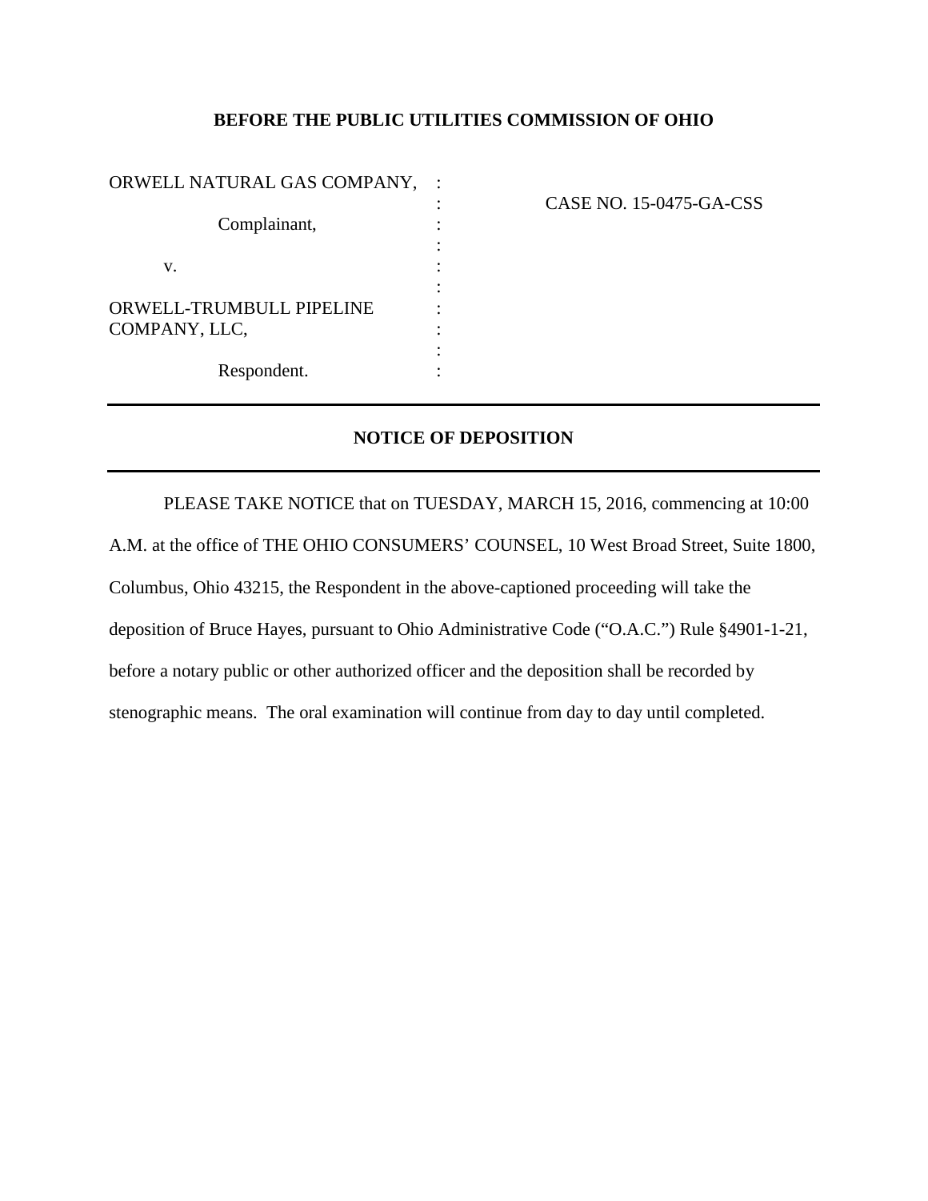**BEFORE THE PUBLIC UTILITIES COMMISSION OF OHIO**

| | | |
|---|---|---|
| ORWELL NATURAL GAS COMPANY, | : | |
| | : | CASE NO. 15-0475-GA-CSS |
| Complainant, | : | |
| | : | |
| v. | : | |
| | : | |
| ORWELL-TRUMBULL PIPELINE COMPANY, LLC, | : | |
| | : | |
| Respondent. | : | |

---

**NOTICE OF DEPOSITION**

---

PLEASE TAKE NOTICE that on TUESDAY, MARCH 15, 2016, commencing at 10:00 A.M. at the office of THE OHIO CONSUMERS' COUNSEL, 10 West Broad Street, Suite 1800, Columbus, Ohio 43215, the Respondent in the above-captioned proceeding will take the deposition of Bruce Hayes, pursuant to Ohio Administrative Code ("O.A.C.") Rule §4901-1-21, before a notary public or other authorized officer and the deposition shall be recorded by stenographic means. The oral examination will continue from day to day until completed.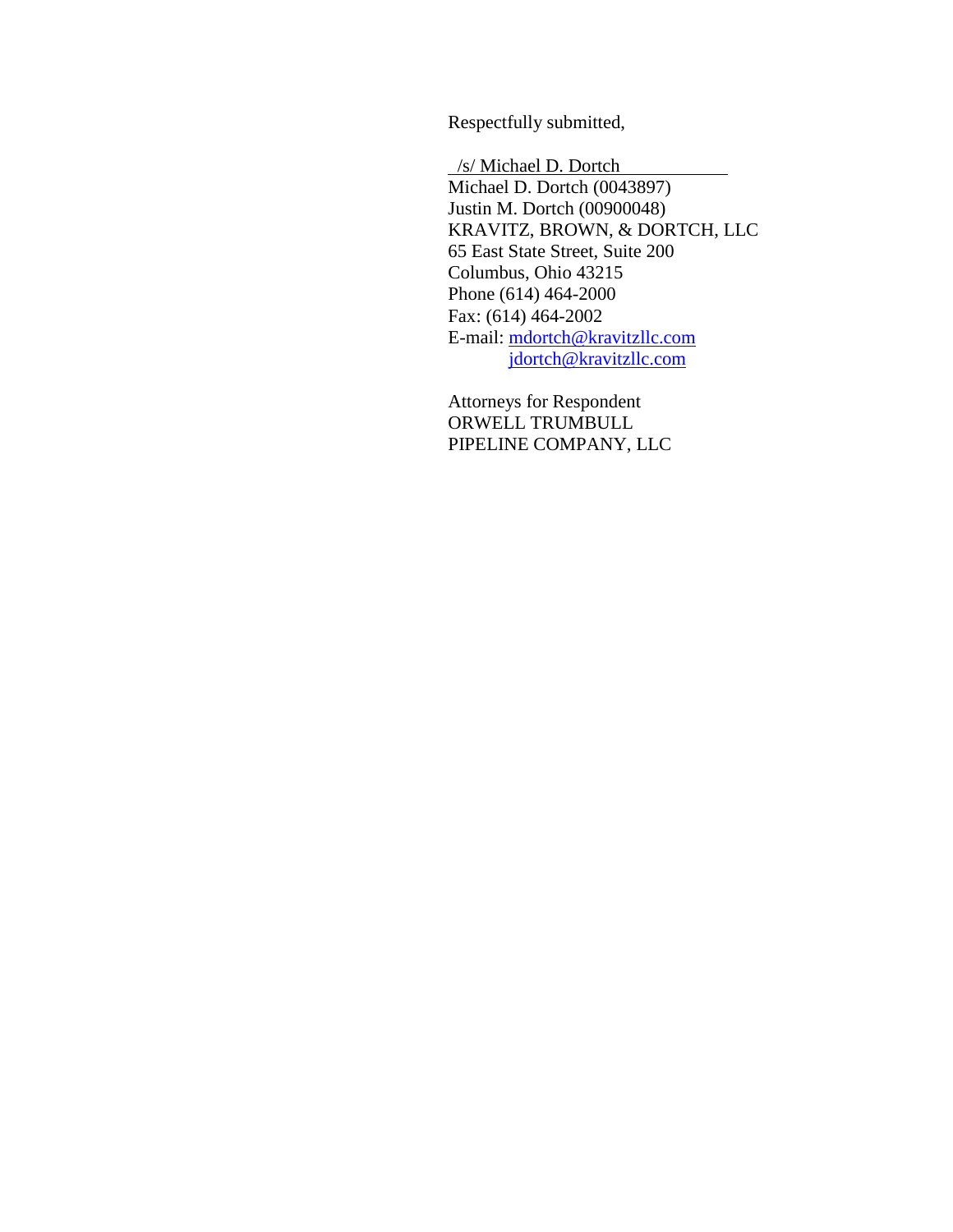Respectfully submitted,

/s/ Michael D. Dortch
Michael D. Dortch (0043897)
Justin M. Dortch (00900048)
KRAVITZ, BROWN, & DORTCH, LLC
65 East State Street, Suite 200
Columbus, Ohio 43215
Phone (614) 464-2000
Fax: (614) 464-2002
E-mail: mdortch@kravitzllc.com
jdortch@kravitzllc.com

Attorneys for Respondent
ORWELL TRUMBULL
PIPELINE COMPANY, LLC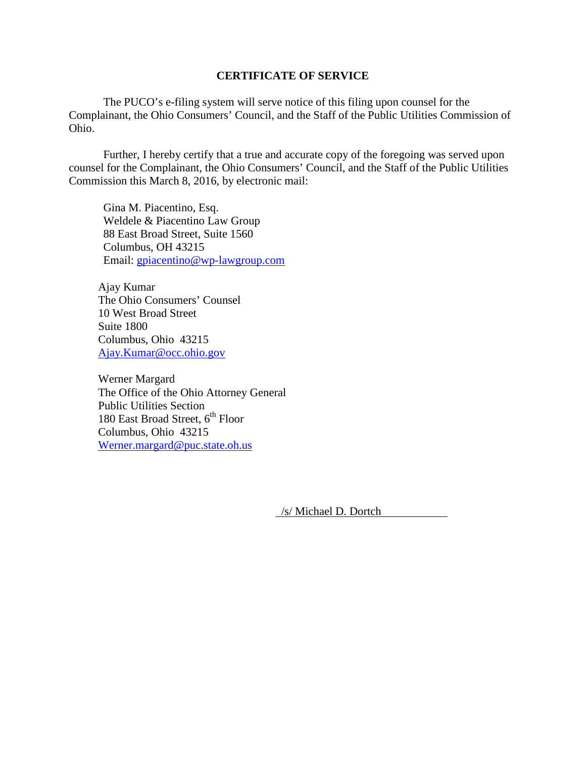## CERTIFICATE OF SERVICE

The PUCO's e-filing system will serve notice of this filing upon counsel for the Complainant, the Ohio Consumers' Council, and the Staff of the Public Utilities Commission of Ohio.

Further, I hereby certify that a true and accurate copy of the foregoing was served upon counsel for the Complainant, the Ohio Consumers' Council, and the Staff of the Public Utilities Commission this March 8, 2016, by electronic mail:

Gina M. Piacentino, Esq.
Weldele & Piacentino Law Group
88 East Broad Street, Suite 1560
Columbus, OH 43215
Email: gpiacentino@wp-lawgroup.com

Ajay Kumar
The Ohio Consumers' Counsel
10 West Broad Street
Suite 1800
Columbus, Ohio 43215
Ajay.Kumar@occ.ohio.gov

Werner Margard
The Office of the Ohio Attorney General
Public Utilities Section
180 East Broad Street, 6th Floor
Columbus, Ohio 43215
Werner.margard@puc.state.oh.us

/s/ Michael D. Dortch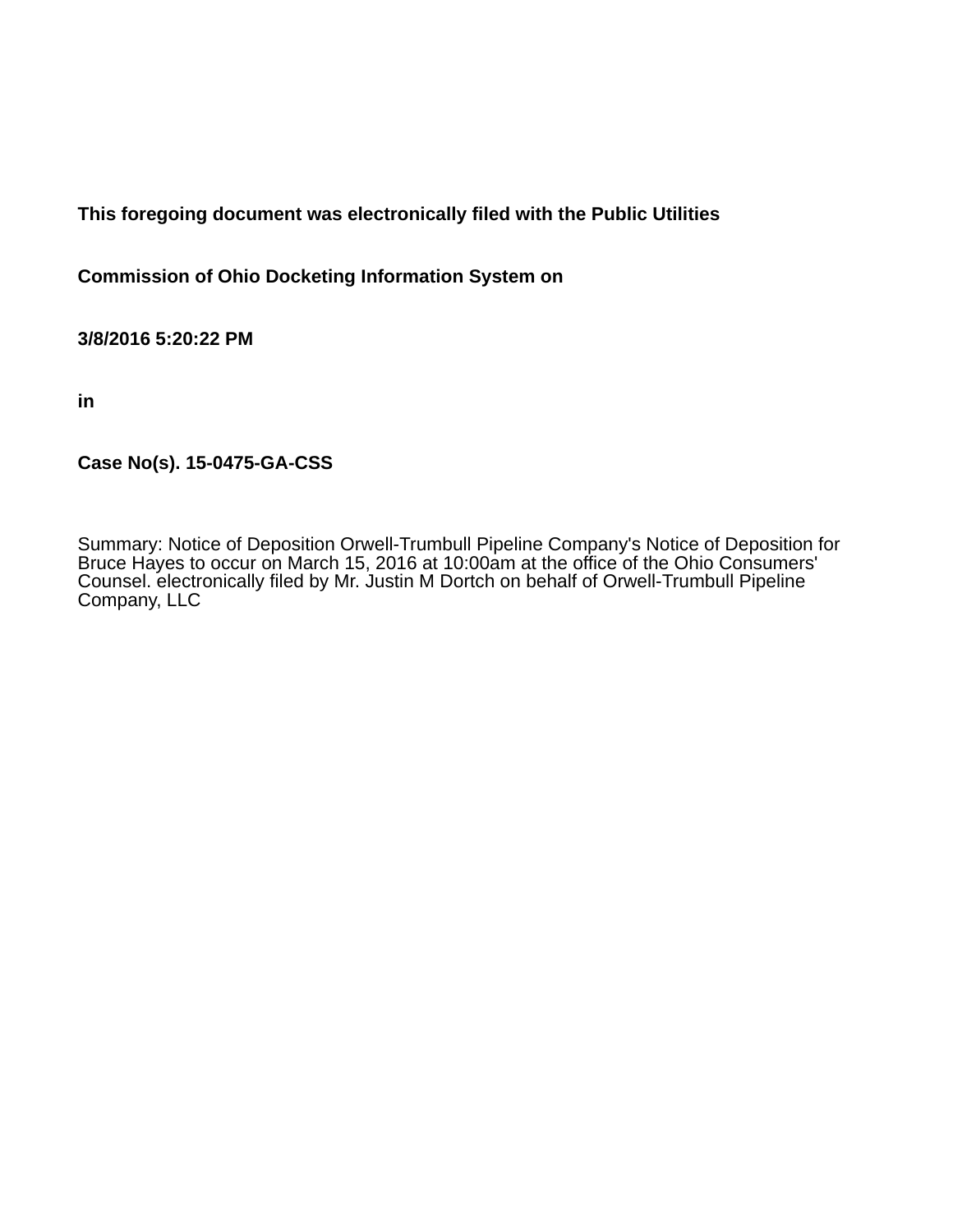**This foregoing document was electronically filed with the Public Utilities**

**Commission of Ohio Docketing Information System on**

**3/8/2016 5:20:22 PM**

**in**

**Case No(s). 15-0475-GA-CSS**

Summary: Notice of Deposition Orwell-Trumbull Pipeline Company's Notice of Deposition for Bruce Hayes to occur on March 15, 2016 at 10:00am at the office of the Ohio Consumers' Counsel. electronically filed by Mr. Justin M Dortch on behalf of Orwell-Trumbull Pipeline Company, LLC